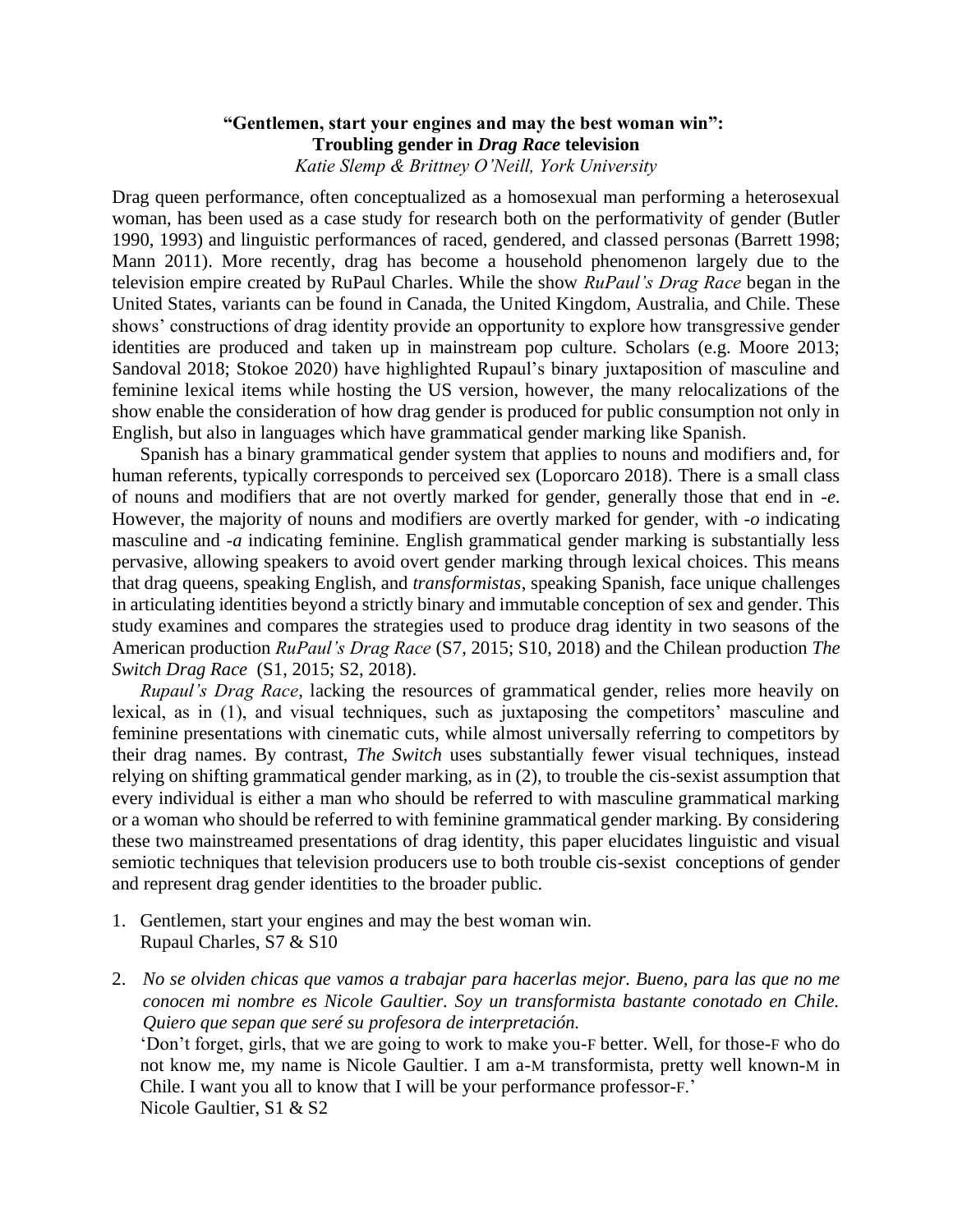# "Gentlemen, start your engines and may the best woman win": Troubling gender in *Drag Race* television

*Katie Slemp & Brittney O'Neill, York University*

Drag queen performance, often conceptualized as a homosexual man performing a heterosexual woman, has been used as a case study for research both on the performativity of gender (Butler 1990, 1993) and linguistic performances of raced, gendered, and classed personas (Barrett 1998; Mann 2011). More recently, drag has become a household phenomenon largely due to the television empire created by RuPaul Charles. While the show *RuPaul's Drag Race* began in the United States, variants can be found in Canada, the United Kingdom, Australia, and Chile. These shows' constructions of drag identity provide an opportunity to explore how transgressive gender identities are produced and taken up in mainstream pop culture. Scholars (e.g. Moore 2013; Sandoval 2018; Stokoe 2020) have highlighted Rupaul's binary juxtaposition of masculine and feminine lexical items while hosting the US version, however, the many relocalizations of the show enable the consideration of how drag gender is produced for public consumption not only in English, but also in languages which have grammatical gender marking like Spanish.

Spanish has a binary grammatical gender system that applies to nouns and modifiers and, for human referents, typically corresponds to perceived sex (Loporcaro 2018). There is a small class of nouns and modifiers that are not overtly marked for gender, generally those that end in *-e*. However, the majority of nouns and modifiers are overtly marked for gender, with *-o* indicating masculine and *-a* indicating feminine. English grammatical gender marking is substantially less pervasive, allowing speakers to avoid overt gender marking through lexical choices. This means that drag queens, speaking English, and *transformistas*, speaking Spanish, face unique challenges in articulating identities beyond a strictly binary and immutable conception of sex and gender. This study examines and compares the strategies used to produce drag identity in two seasons of the American production *RuPaul's Drag Race* (S7, 2015; S10, 2018) and the Chilean production *The Switch Drag Race* (S1, 2015; S2, 2018).

*Rupaul's Drag Race*, lacking the resources of grammatical gender, relies more heavily on lexical, as in (1), and visual techniques, such as juxtaposing the competitors' masculine and feminine presentations with cinematic cuts, while almost universally referring to competitors by their drag names. By contrast, *The Switch* uses substantially fewer visual techniques, instead relying on shifting grammatical gender marking, as in (2), to trouble the cis-sexist assumption that every individual is either a man who should be referred to with masculine grammatical marking or a woman who should be referred to with feminine grammatical gender marking. By considering these two mainstreamed presentations of drag identity, this paper elucidates linguistic and visual semiotic techniques that television producers use to both trouble cis-sexist conceptions of gender and represent drag gender identities to the broader public.

1. Gentlemen, start your engines and may the best woman win.
   Rupaul Charles, S7 & S10

2. *No se olviden chicas que vamos a trabajar para hacerlas mejor. Bueno, para las que no me conocen mi nombre es Nicole Gaultier. Soy un transformista bastante conotado en Chile. Quiero que sepan que seré su profesora de interpretación.*
   'Don't forget, girls, that we are going to work to make you-F better. Well, for those-F who do not know me, my name is Nicole Gaultier. I am a-M transformista, pretty well known-M in Chile. I want you all to know that I will be your performance professor-F.'
   Nicole Gaultier, S1 & S2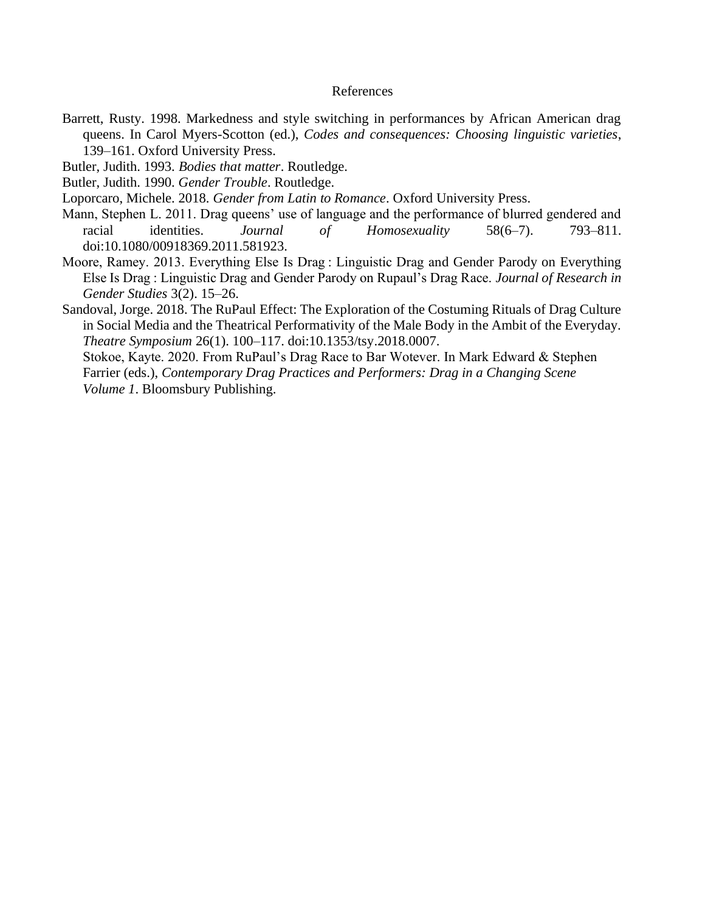# References

Barrett, Rusty. 1998. Markedness and style switching in performances by African American drag queens. In Carol Myers-Scotton (ed.), *Codes and consequences: Choosing linguistic varieties*, 139–161. Oxford University Press.

Butler, Judith. 1993. *Bodies that matter*. Routledge.

Butler, Judith. 1990. *Gender Trouble*. Routledge.

Loporcaro, Michele. 2018. *Gender from Latin to Romance*. Oxford University Press.

Mann, Stephen L. 2011. Drag queens' use of language and the performance of blurred gendered and racial identities. *Journal of Homosexuality* 58(6–7). 793–811. doi:10.1080/00918369.2011.581923.

Moore, Ramey. 2013. Everything Else Is Drag : Linguistic Drag and Gender Parody on Everything Else Is Drag : Linguistic Drag and Gender Parody on Rupaul's Drag Race. *Journal of Research in Gender Studies* 3(2). 15–26.

Sandoval, Jorge. 2018. The RuPaul Effect: The Exploration of the Costuming Rituals of Drag Culture in Social Media and the Theatrical Performativity of the Male Body in the Ambit of the Everyday. *Theatre Symposium* 26(1). 100–117. doi:10.1353/tsy.2018.0007.

Stokoe, Kayte. 2020. From RuPaul's Drag Race to Bar Wotever. In Mark Edward & Stephen Farrier (eds.), *Contemporary Drag Practices and Performers: Drag in a Changing Scene Volume 1*. Bloomsbury Publishing.